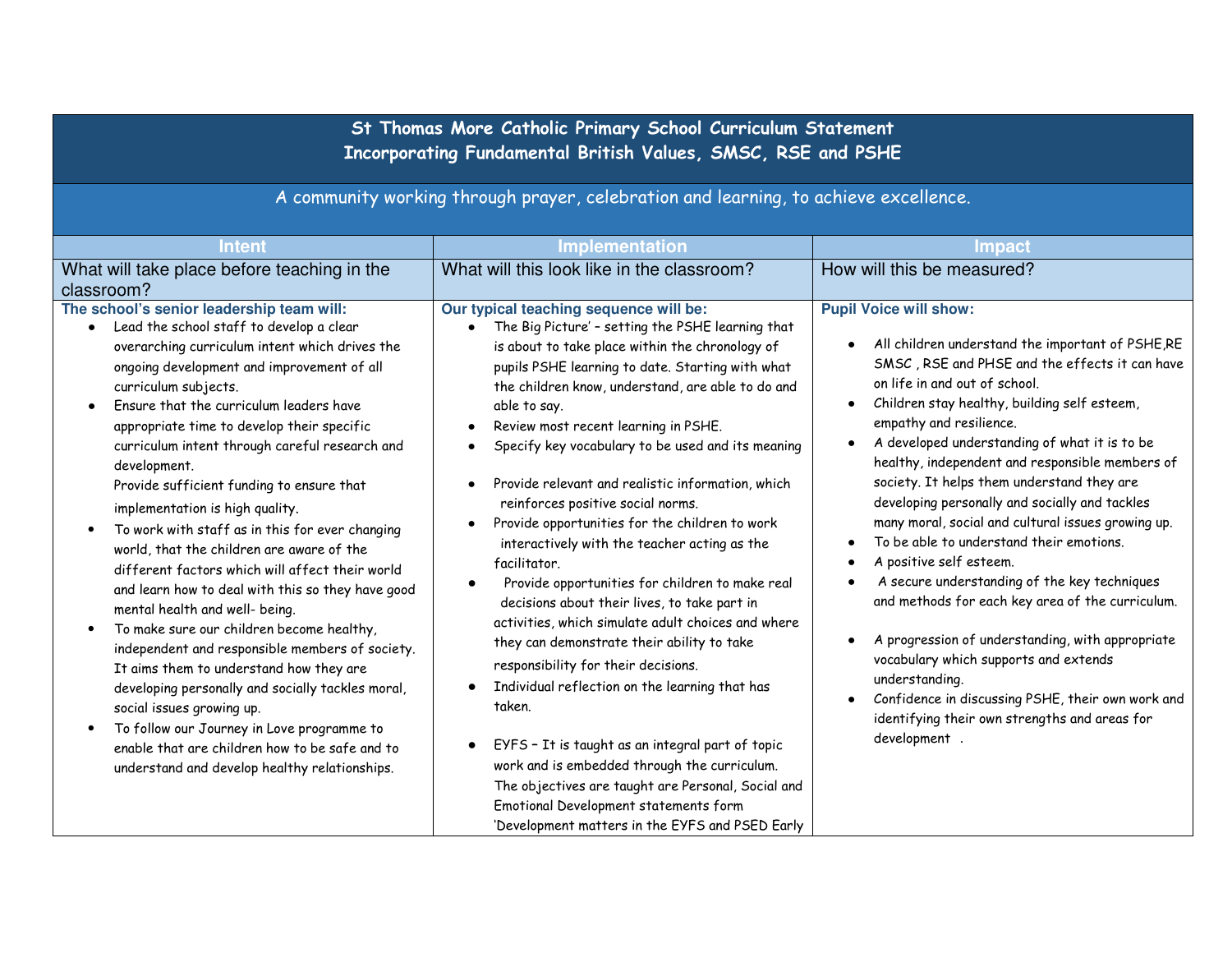# St Thomas More Catholic Primary School Curriculum Statement
## Incorporating Fundamental British Values, SMSC, RSE and PSHE

A community working through prayer, celebration and learning, to achieve excellence.

| Intent | Implementation | Impact |
|---|---|---|
| What will take place before teaching in the classroom? | What will this look like in the classroom? | How will this be measured? |
| **The school's senior leadership team will:**<br>• Lead the school staff to develop a clear overarching curriculum intent which drives the ongoing development and improvement of all curriculum subjects.<br>• Ensure that the curriculum leaders have appropriate time to develop their specific curriculum intent through careful research and development.<br>Provide sufficient funding to ensure that implementation is high quality.<br>• To work with staff as in this for ever changing world, that the children are aware of the different factors which will affect their world and learn how to deal with this so they have good mental health and well- being.<br>• To make sure our children become healthy, independent and responsible members of society. It aims them to understand how they are developing personally and socially tackles moral, social issues growing up.<br>• To follow our Journey in Love programme to enable that are children how to be safe and to understand and develop healthy relationships. | **Our typical teaching sequence will be:**<br>• The Big Picture' – setting the PSHE learning that is about to take place within the chronology of pupils PSHE learning to date. Starting with what the children know, understand, are able to do and able to say.<br>• Review most recent learning in PSHE.<br>• Specify key vocabulary to be used and its meaning<br>• Provide relevant and realistic information, which reinforces positive social norms.<br>• Provide opportunities for the children to work interactively with the teacher acting as the facilitator.<br>• Provide opportunities for children to make real decisions about their lives, to take part in activities, which simulate adult choices and where they can demonstrate their ability to take responsibility for their decisions.<br>• Individual reflection on the learning that has taken.<br>• EYFS – It is taught as an integral part of topic work and is embedded through the curriculum. The objectives are taught are Personal, Social and Emotional Development statements form 'Development matters in the EYFS and PSED Early | **Pupil Voice will show:**<br>• All children understand the important of PSHE,RE SMSC , RSE and PHSE and the effects it can have on life in and out of school.<br>• Children stay healthy, building self esteem, empathy and resilience.<br>• A developed understanding of what it is to be healthy, independent and responsible members of society. It helps them understand they are developing personally and socially and tackles many moral, social and cultural issues growing up.<br>• To be able to understand their emotions.<br>• A positive self esteem.<br>• A secure understanding of the key techniques and methods for each key area of the curriculum.<br>• A progression of understanding, with appropriate vocabulary which supports and extends understanding.<br>• Confidence in discussing PSHE, their own work and identifying their own strengths and areas for development . |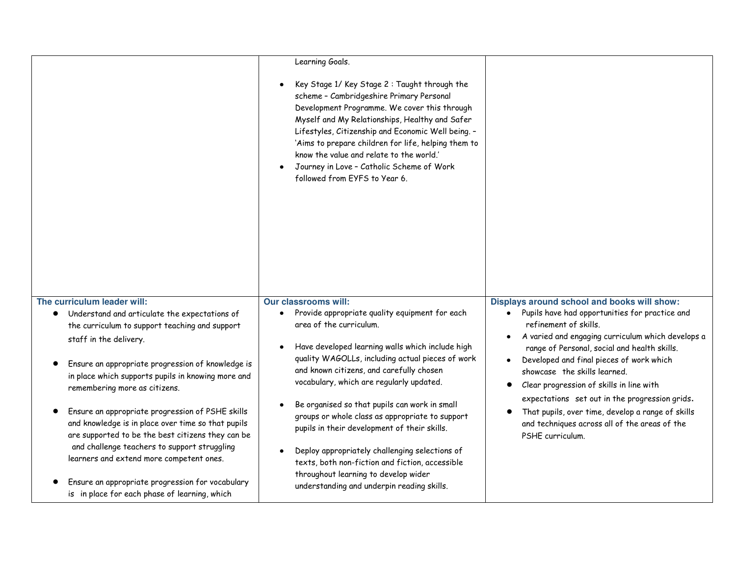| | | |
|---|---|---|
| | Learning Goals.<br><br>• Key Stage 1/ Key Stage 2 : Taught through the scheme – Cambridgeshire Primary Personal Development Programme. We cover this through Myself and My Relationships, Healthy and Safer Lifestyles, Citizenship and Economic Well being. – 'Aims to prepare children for life, helping them to know the value and relate to the world.'<br>• Journey in Love – Catholic Scheme of Work followed from EYFS to Year 6. | |
| **The curriculum leader will:**<br>• Understand and articulate the expectations of the curriculum to support teaching and support staff in the delivery.<br><br>• Ensure an appropriate progression of knowledge is in place which supports pupils in knowing more and remembering more as citizens.<br><br>• Ensure an appropriate progression of PSHE skills and knowledge is in place over time so that pupils are supported to be the best citizens they can be and challenge teachers to support struggling learners and extend more competent ones.<br><br>• Ensure an appropriate progression for vocabulary is in place for each phase of learning, which | **Our classrooms will:**<br>• Provide appropriate quality equipment for each area of the curriculum.<br><br>• Have developed learning walls which include high quality WAGOLLs, including actual pieces of work and known citizens, and carefully chosen vocabulary, which are regularly updated.<br><br>• Be organised so that pupils can work in small groups or whole class as appropriate to support pupils in their development of their skills.<br><br>• Deploy appropriately challenging selections of texts, both non-fiction and fiction, accessible throughout learning to develop wider understanding and underpin reading skills. | **Displays around school and books will show:**<br>• Pupils have had opportunities for practice and refinement of skills.<br>• A varied and engaging curriculum which develops a range of Personal, social and health skills.<br>• Developed and final pieces of work which showcase the skills learned.<br>• Clear progression of skills in line with expectations set out in the progression grids.<br>• That pupils, over time, develop a range of skills and techniques across all of the areas of the PSHE curriculum. |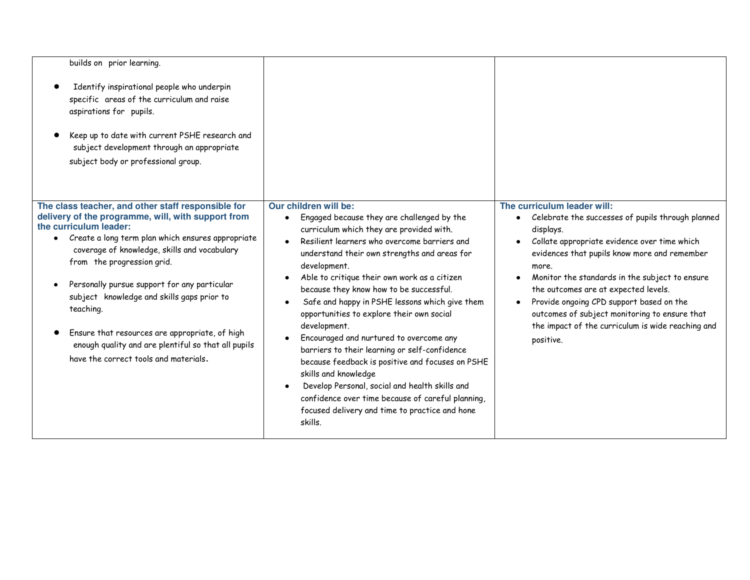| | | |
|---|---|---|
| builds on prior learning.<br><br>• Identify inspirational people who underpin specific areas of the curriculum and raise aspirations for pupils.<br><br>• Keep up to date with current PSHE research and subject development through an appropriate subject body or professional group. | | |
| **The class teacher, and other staff responsible for delivery of the programme, will, with support from the curriculum leader:**<br>• Create a long term plan which ensures appropriate coverage of knowledge, skills and vocabulary from the progression grid.<br><br>• Personally pursue support for any particular subject knowledge and skills gaps prior to teaching.<br><br>• Ensure that resources are appropriate, of high enough quality and are plentiful so that all pupils have the correct tools and materials. | **Our children will be:**<br>• Engaged because they are challenged by the curriculum which they are provided with.<br>• Resilient learners who overcome barriers and understand their own strengths and areas for development.<br>• Able to critique their own work as a citizen because they know how to be successful.<br>• Safe and happy in PSHE lessons which give them opportunities to explore their own social development.<br>• Encouraged and nurtured to overcome any barriers to their learning or self-confidence because feedback is positive and focuses on PSHE skills and knowledge<br>• Develop Personal, social and health skills and confidence over time because of careful planning, focused delivery and time to practice and hone skills. | **The curriculum leader will:**<br>• Celebrate the successes of pupils through planned displays.<br>• Collate appropriate evidence over time which evidences that pupils know more and remember more.<br>• Monitor the standards in the subject to ensure the outcomes are at expected levels.<br>• Provide ongoing CPD support based on the outcomes of subject monitoring to ensure that the impact of the curriculum is wide reaching and positive. |